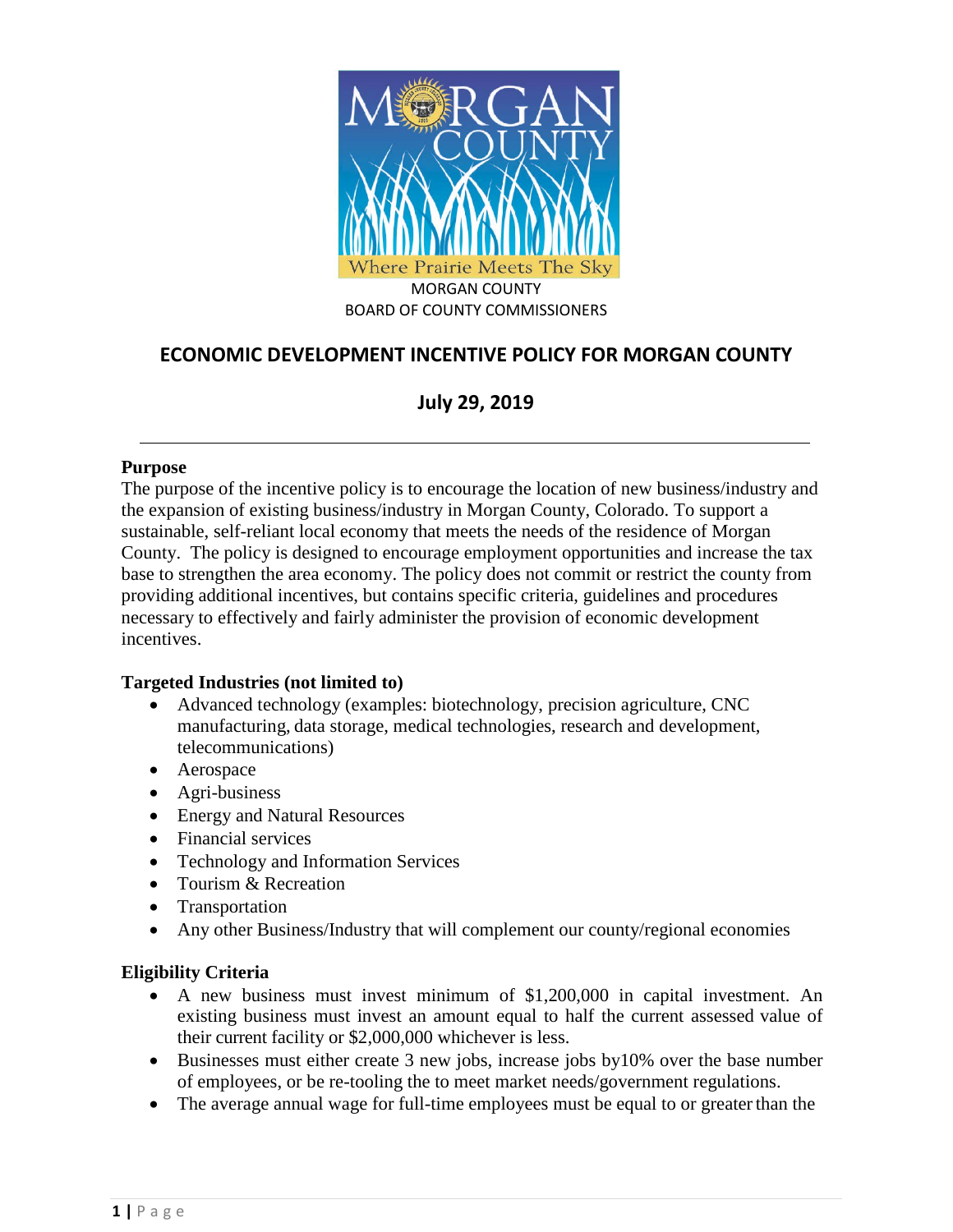MORGAN COUNTY
BOARD OF COUNTY COMMISSIONERS

# ECONOMIC DEVELOPMENT INCENTIVE POLICY FOR MORGAN COUNTY

## July 29, 2019

---

**Purpose**

The purpose of the incentive policy is to encourage the location of new business/industry and the expansion of existing business/industry in Morgan County, Colorado. To support a sustainable, self-reliant local economy that meets the needs of the residence of Morgan County. The policy is designed to encourage employment opportunities and increase the tax base to strengthen the area economy. The policy does not commit or restrict the county from providing additional incentives, but contains specific criteria, guidelines and procedures necessary to effectively and fairly administer the provision of economic development incentives.

**Targeted Industries (not limited to)**

- Advanced technology (examples: biotechnology, precision agriculture, CNC manufacturing, data storage, medical technologies, research and development, telecommunications)
- Aerospace
- Agri-business
- Energy and Natural Resources
- Financial services
- Technology and Information Services
- Tourism & Recreation
- Transportation
- Any other Business/Industry that will complement our county/regional economies

**Eligibility Criteria**

- A new business must invest minimum of $1,200,000 in capital investment. An existing business must invest an amount equal to half the current assessed value of their current facility or $2,000,000 whichever is less.
- Businesses must either create 3 new jobs, increase jobs by10% over the base number of employees, or be re-tooling the to meet market needs/government regulations.
- The average annual wage for full-time employees must be equal to or greater than the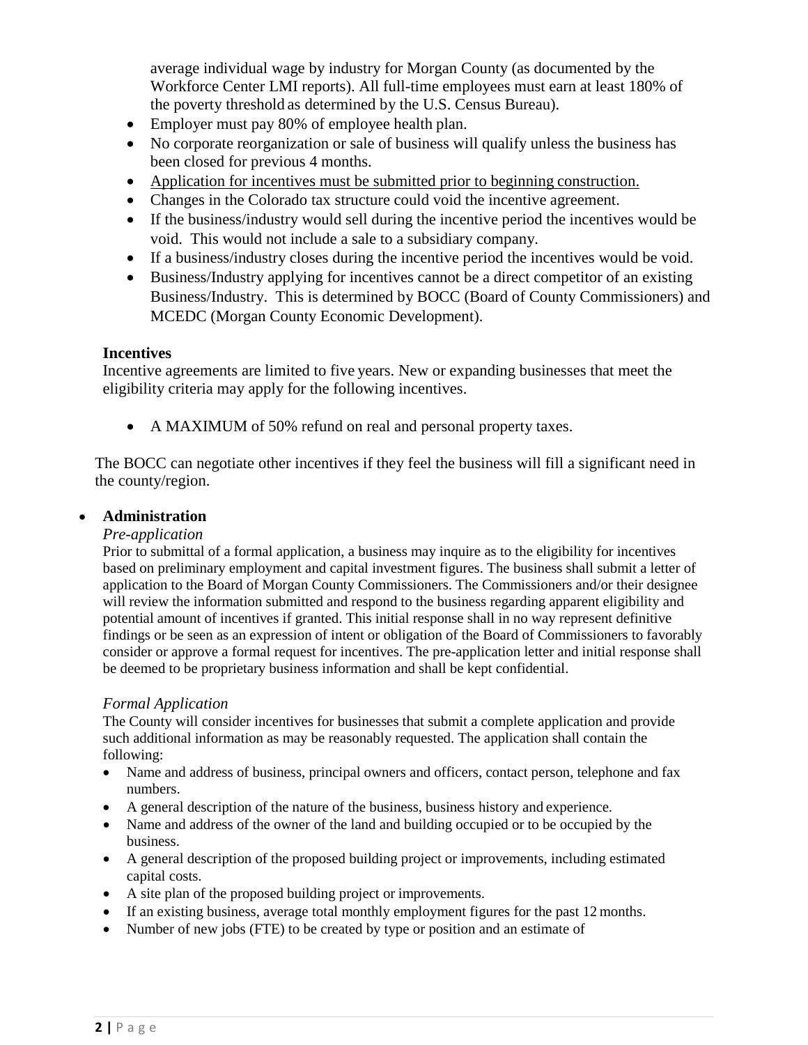average individual wage by industry for Morgan County (as documented by the Workforce Center LMI reports). All full-time employees must earn at least 180% of the poverty threshold as determined by the U.S. Census Bureau).

- Employer must pay 80% of employee health plan.
- No corporate reorganization or sale of business will qualify unless the business has been closed for previous 4 months.
- <u>Application for incentives must be submitted prior to beginning construction.</u>
- Changes in the Colorado tax structure could void the incentive agreement.
- If the business/industry would sell during the incentive period the incentives would be void. This would not include a sale to a subsidiary company.
- If a business/industry closes during the incentive period the incentives would be void.
- Business/Industry applying for incentives cannot be a direct competitor of an existing Business/Industry. This is determined by BOCC (Board of County Commissioners) and MCEDC (Morgan County Economic Development).

**Incentives**

Incentive agreements are limited to five years. New or expanding businesses that meet the eligibility criteria may apply for the following incentives.

- A MAXIMUM of 50% refund on real and personal property taxes.

The BOCC can negotiate other incentives if they feel the business will fill a significant need in the county/region.

- **Administration**

*Pre-application*

Prior to submittal of a formal application, a business may inquire as to the eligibility for incentives based on preliminary employment and capital investment figures. The business shall submit a letter of application to the Board of Morgan County Commissioners. The Commissioners and/or their designee will review the information submitted and respond to the business regarding apparent eligibility and potential amount of incentives if granted. This initial response shall in no way represent definitive findings or be seen as an expression of intent or obligation of the Board of Commissioners to favorably consider or approve a formal request for incentives. The pre-application letter and initial response shall be deemed to be proprietary business information and shall be kept confidential.

*Formal Application*

The County will consider incentives for businesses that submit a complete application and provide such additional information as may be reasonably requested. The application shall contain the following:

- Name and address of business, principal owners and officers, contact person, telephone and fax numbers.
- A general description of the nature of the business, business history and experience.
- Name and address of the owner of the land and building occupied or to be occupied by the business.
- A general description of the proposed building project or improvements, including estimated capital costs.
- A site plan of the proposed building project or improvements.
- If an existing business, average total monthly employment figures for the past 12 months.
- Number of new jobs (FTE) to be created by type or position and an estimate of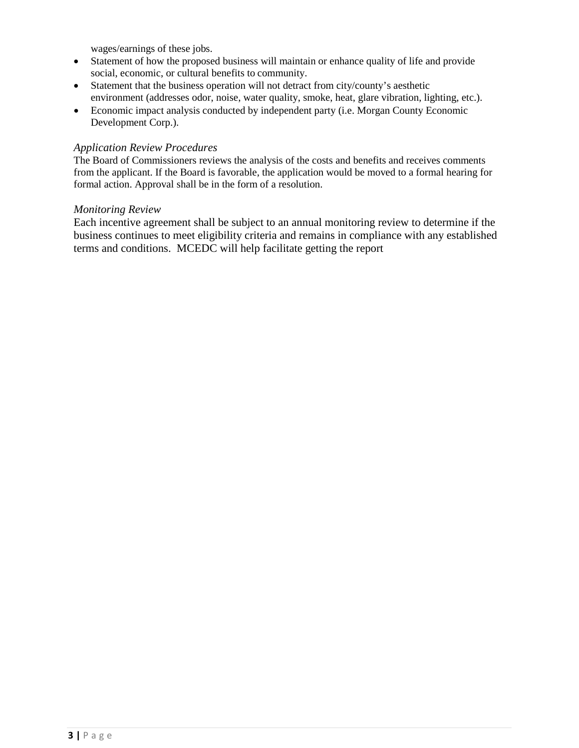wages/earnings of these jobs.

- Statement of how the proposed business will maintain or enhance quality of life and provide social, economic, or cultural benefits to community.
- Statement that the business operation will not detract from city/county's aesthetic environment (addresses odor, noise, water quality, smoke, heat, glare vibration, lighting, etc.).
- Economic impact analysis conducted by independent party (i.e. Morgan County Economic Development Corp.).

*Application Review Procedures*

The Board of Commissioners reviews the analysis of the costs and benefits and receives comments from the applicant. If the Board is favorable, the application would be moved to a formal hearing for formal action. Approval shall be in the form of a resolution.

*Monitoring Review*

Each incentive agreement shall be subject to an annual monitoring review to determine if the business continues to meet eligibility criteria and remains in compliance with any established terms and conditions. MCEDC will help facilitate getting the report